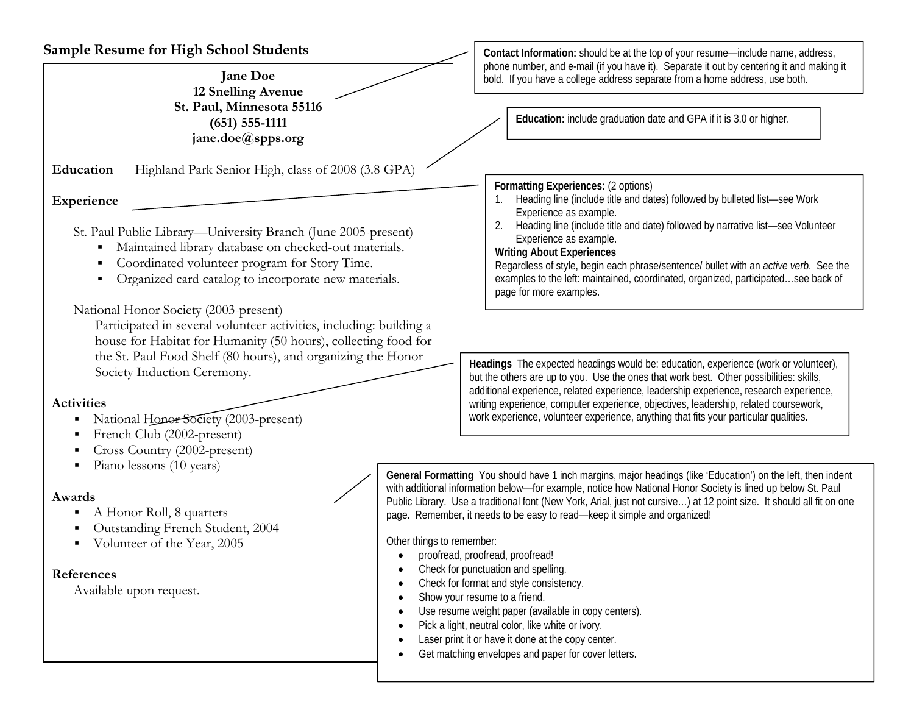# Sample Resume for High School Students

**Jane Doe**
**12 Snelling Avenue**
**St. Paul, Minnesota 55116**
**(651) 555-1111**
**jane.doe@spps.org**

**Education** Highland Park Senior High, class of 2008 (3.8 GPA)

**Experience**

St. Paul Public Library—University Branch (June 2005-present)

- Maintained library database on checked-out materials.
- Coordinated volunteer program for Story Time.
- Organized card catalog to incorporate new materials.

National Honor Society (2003-present)

Participated in several volunteer activities, including: building a house for Habitat for Humanity (50 hours), collecting food for the St. Paul Food Shelf (80 hours), and organizing the Honor Society Induction Ceremony.

**Activities**

- National Honor Society (2003-present)
- French Club (2002-present)
- Cross Country (2002-present)
- Piano lessons (10 years)

**Awards**

- A Honor Roll, 8 quarters
- Outstanding French Student, 2004
- Volunteer of the Year, 2005

**References**

Available upon request.

---

**Contact Information:** should be at the top of your resume—include name, address, phone number, and e-mail (if you have it). Separate it out by centering it and making it bold. If you have a college address separate from a home address, use both.

**Education:** include graduation date and GPA if it is 3.0 or higher.

**Formatting Experiences:** (2 options)

1. Heading line (include title and dates) followed by bulleted list—see Work Experience as example.
2. Heading line (include title and date) followed by narrative list—see Volunteer Experience as example.

**Writing About Experiences**

Regardless of style, begin each phrase/sentence/ bullet with an *active verb*. See the examples to the left: maintained, coordinated, organized, participated…see back of page for more examples.

**Headings** The expected headings would be: education, experience (work or volunteer), but the others are up to you. Use the ones that work best. Other possibilities: skills, additional experience, related experience, leadership experience, research experience, writing experience, computer experience, objectives, leadership, related coursework, work experience, volunteer experience, anything that fits your particular qualities.

**General Formatting** You should have 1 inch margins, major headings (like 'Education') on the left, then indent with additional information below—for example, notice how National Honor Society is lined up below St. Paul Public Library. Use a traditional font (New York, Arial, just not cursive…) at 12 point size. It should all fit on one page. Remember, it needs to be easy to read—keep it simple and organized!

Other things to remember:

- proofread, proofread, proofread!
- Check for punctuation and spelling.
- Check for format and style consistency.
- Show your resume to a friend.
- Use resume weight paper (available in copy centers).
- Pick a light, neutral color, like white or ivory.
- Laser print it or have it done at the copy center.
- Get matching envelopes and paper for cover letters.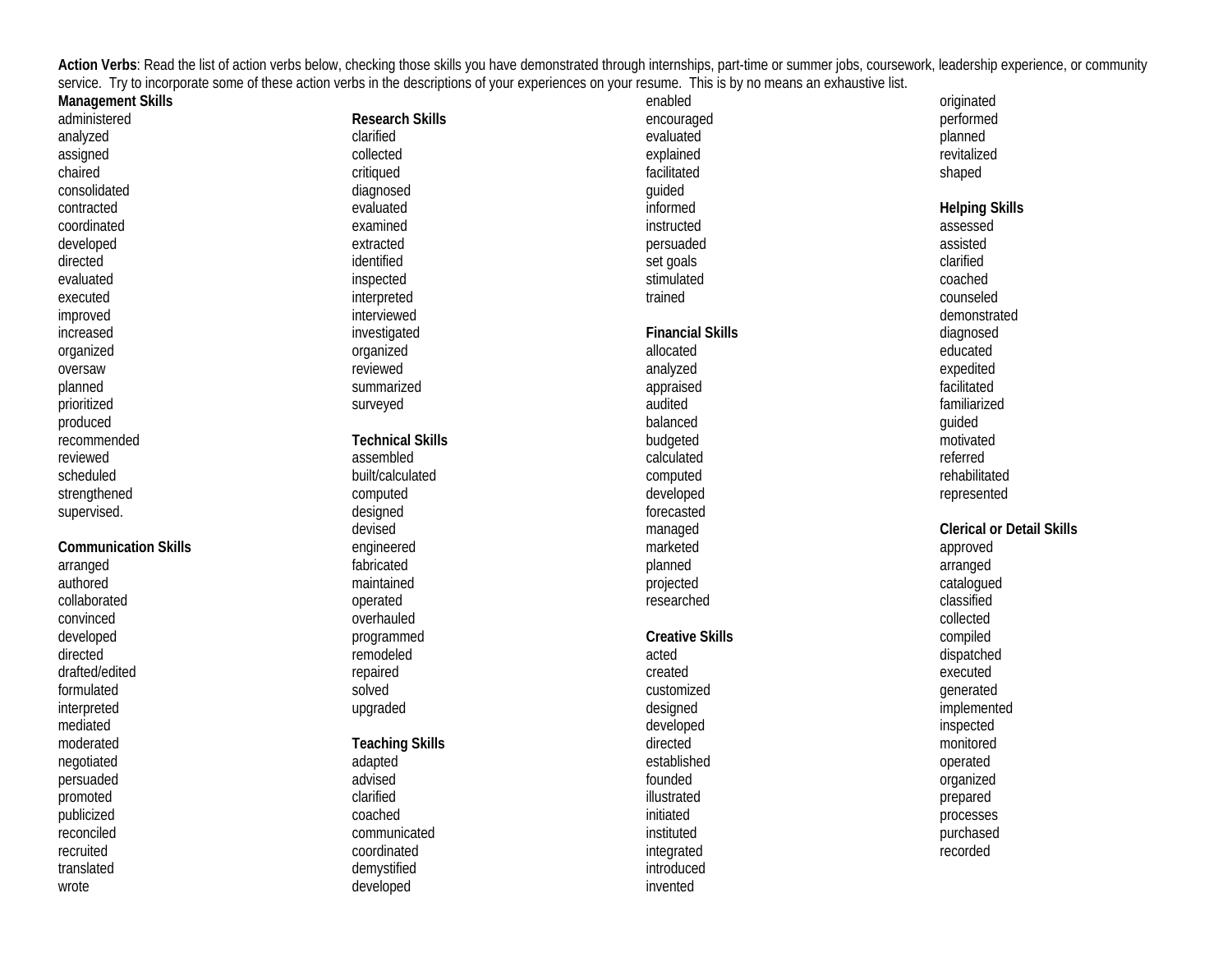**Action Verbs**: Read the list of action verbs below, checking those skills you have demonstrated through internships, part-time or summer jobs, coursework, leadership experience, or community service. Try to incorporate some of these action verbs in the descriptions of your experiences on your resume. This is by no means an exhaustive list.

**Management Skills**

administered
analyzed
assigned
chaired
consolidated
contracted
coordinated
developed
directed
evaluated
executed
improved
increased
organized
oversaw
planned
prioritized
produced
recommended
reviewed
scheduled
strengthened
supervised.

**Communication Skills**

arranged
authored
collaborated
convinced
developed
directed
drafted/edited
formulated
interpreted
mediated
moderated
negotiated
persuaded
promoted
publicized
reconciled
recruited
translated
wrote

**Research Skills**

clarified
collected
critiqued
diagnosed
evaluated
examined
extracted
identified
inspected
interpreted
interviewed
investigated
organized
reviewed
summarized
surveyed

**Technical Skills**

assembled
built/calculated
computed
designed
devised
engineered
fabricated
maintained
operated
overhauled
programmed
remodeled
repaired
solved
upgraded

**Teaching Skills**

adapted
advised
clarified
coached
communicated
coordinated
demystified
developed
enabled
encouraged
evaluated
explained
facilitated
guided
informed
instructed
persuaded
set goals
stimulated
trained

**Financial Skills**

allocated
analyzed
appraised
audited
balanced
budgeted
calculated
computed
developed
forecasted
managed
marketed
planned
projected
researched

**Creative Skills**

acted
created
customized
designed
developed
directed
established
founded
illustrated
initiated
instituted
integrated
introduced
invented
originated
performed
planned
revitalized
shaped

**Helping Skills**

assessed
assisted
clarified
coached
counseled
demonstrated
diagnosed
educated
expedited
facilitated
familiarized
guided
motivated
referred
rehabilitated
represented

**Clerical or Detail Skills**

approved
arranged
catalogued
classified
collected
compiled
dispatched
executed
generated
implemented
inspected
monitored
operated
organized
prepared
processes
purchased
recorded